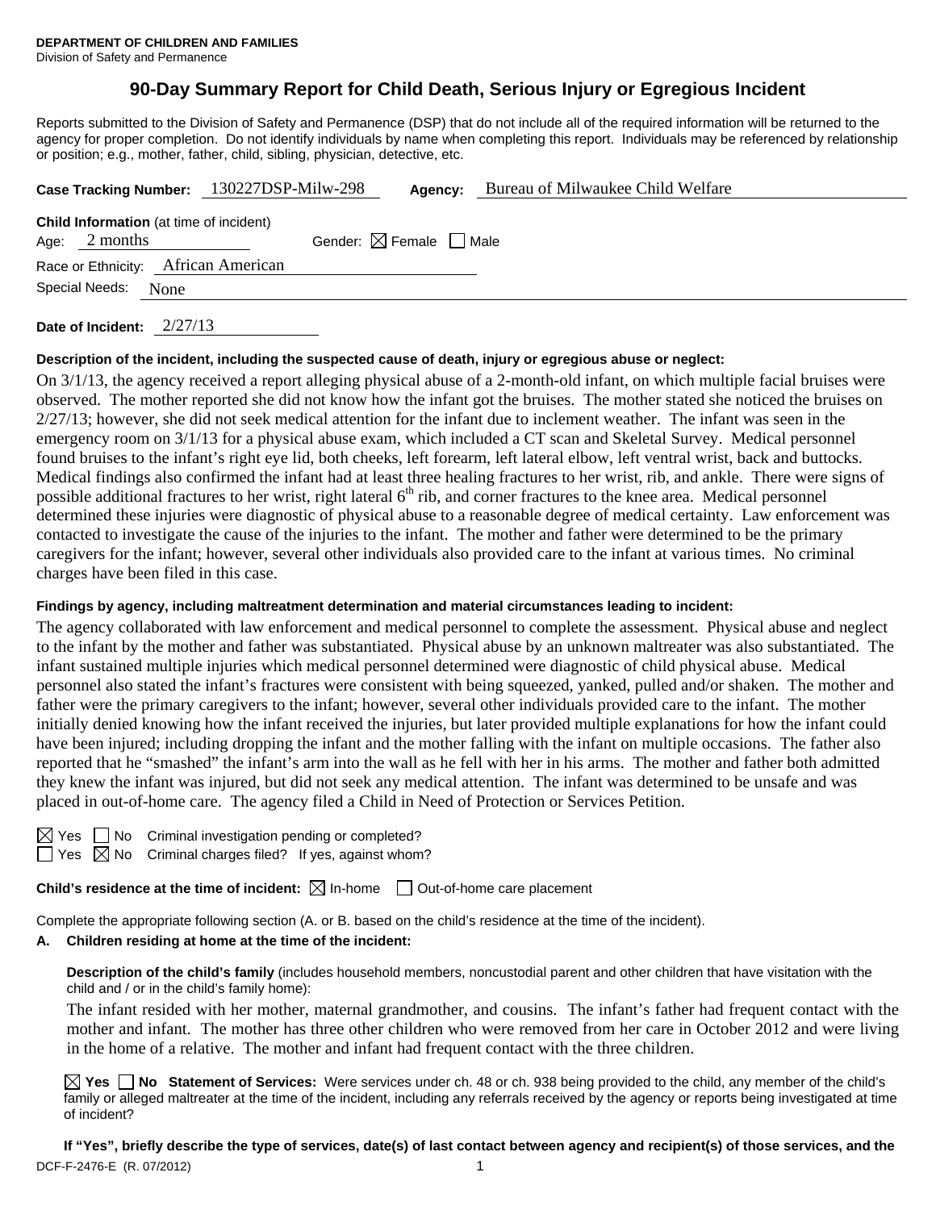**DEPARTMENT OF CHILDREN AND FAMILIES**
Division of Safety and Permanence

# 90-Day Summary Report for Child Death, Serious Injury or Egregious Incident

Reports submitted to the Division of Safety and Permanence (DSP) that do not include all of the required information will be returned to the agency for proper completion. Do not identify individuals by name when completing this report. Individuals may be referenced by relationship or position; e.g., mother, father, child, sibling, physician, detective, etc.

**Case Tracking Number:** 130227DSP-Milw-298 **Agency:** Bureau of Milwaukee Child Welfare

**Child Information** (at time of incident)
Age: 2 months Gender: ☒ Female ☐ Male
Race or Ethnicity: African American
Special Needs: None

**Date of Incident:** 2/27/13

**Description of the incident, including the suspected cause of death, injury or egregious abuse or neglect:**

On 3/1/13, the agency received a report alleging physical abuse of a 2-month-old infant, on which multiple facial bruises were observed. The mother reported she did not know how the infant got the bruises. The mother stated she noticed the bruises on 2/27/13; however, she did not seek medical attention for the infant due to inclement weather. The infant was seen in the emergency room on 3/1/13 for a physical abuse exam, which included a CT scan and Skeletal Survey. Medical personnel found bruises to the infant's right eye lid, both cheeks, left forearm, left lateral elbow, left ventral wrist, back and buttocks. Medical findings also confirmed the infant had at least three healing fractures to her wrist, rib, and ankle. There were signs of possible additional fractures to her wrist, right lateral 6th rib, and corner fractures to the knee area. Medical personnel determined these injuries were diagnostic of physical abuse to a reasonable degree of medical certainty. Law enforcement was contacted to investigate the cause of the injuries to the infant. The mother and father were determined to be the primary caregivers for the infant; however, several other individuals also provided care to the infant at various times. No criminal charges have been filed in this case.

**Findings by agency, including maltreatment determination and material circumstances leading to incident:**

The agency collaborated with law enforcement and medical personnel to complete the assessment. Physical abuse and neglect to the infant by the mother and father was substantiated. Physical abuse by an unknown maltreater was also substantiated. The infant sustained multiple injuries which medical personnel determined were diagnostic of child physical abuse. Medical personnel also stated the infant's fractures were consistent with being squeezed, yanked, pulled and/or shaken. The mother and father were the primary caregivers to the infant; however, several other individuals provided care to the infant. The mother initially denied knowing how the infant received the injuries, but later provided multiple explanations for how the infant could have been injured; including dropping the infant and the mother falling with the infant on multiple occasions. The father also reported that he "smashed" the infant's arm into the wall as he fell with her in his arms. The mother and father both admitted they knew the infant was injured, but did not seek any medical attention. The infant was determined to be unsafe and was placed in out-of-home care. The agency filed a Child in Need of Protection or Services Petition.

☒ Yes ☐ No Criminal investigation pending or completed?
☐ Yes ☒ No Criminal charges filed? If yes, against whom?

**Child's residence at the time of incident:** ☒ In-home ☐ Out-of-home care placement

Complete the appropriate following section (A. or B. based on the child's residence at the time of the incident).

**A. Children residing at home at the time of the incident:**

**Description of the child's family** (includes household members, noncustodial parent and other children that have visitation with the child and / or in the child's family home):

The infant resided with her mother, maternal grandmother, and cousins. The infant's father had frequent contact with the mother and infant. The mother has three other children who were removed from her care in October 2012 and were living in the home of a relative. The mother and infant had frequent contact with the three children.

☒ **Yes** ☐ **No Statement of Services:** Were services under ch. 48 or ch. 938 being provided to the child, any member of the child's family or alleged maltreater at the time of the incident, including any referrals received by the agency or reports being investigated at time of incident?

**If "Yes", briefly describe the type of services, date(s) of last contact between agency and recipient(s) of those services, and the**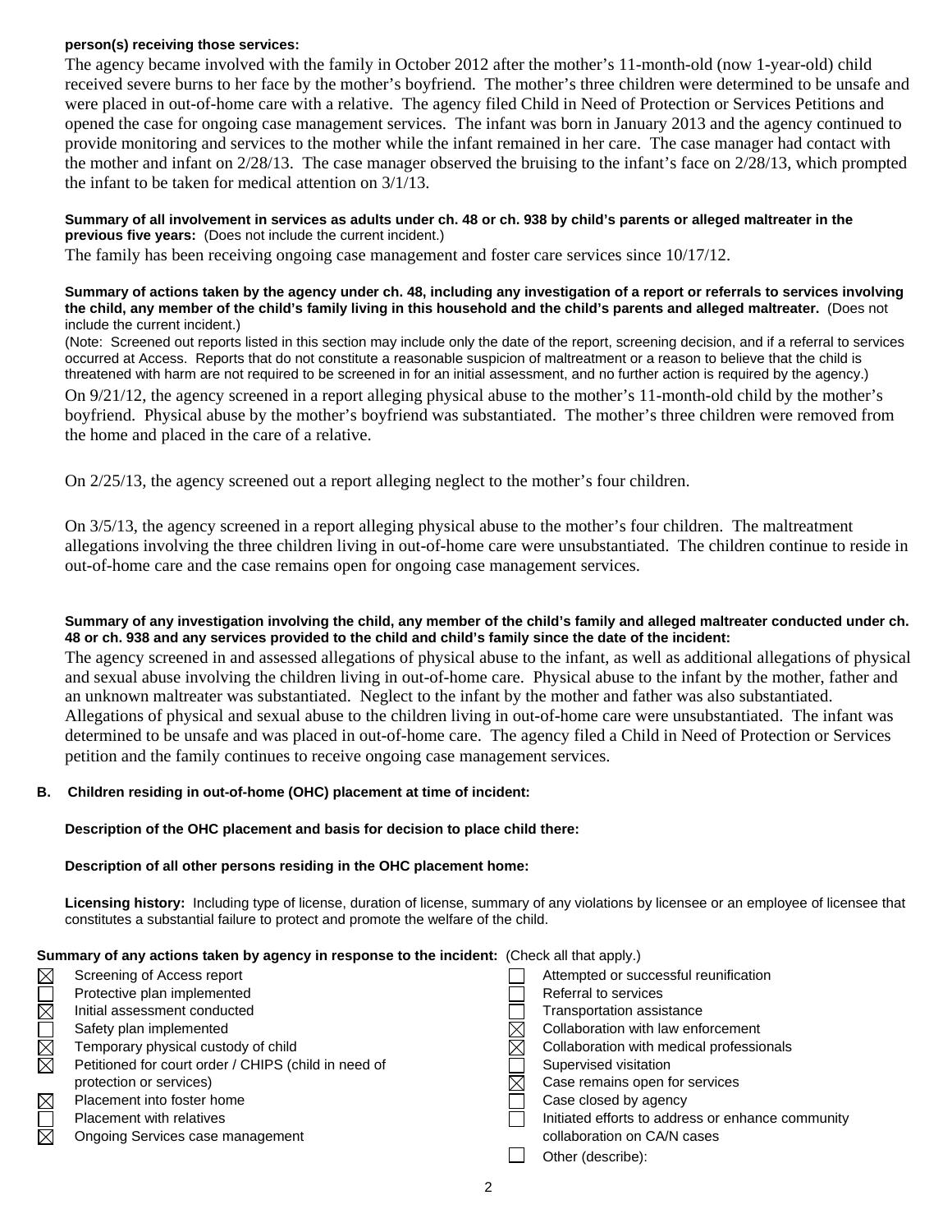**person(s) receiving those services:**

The agency became involved with the family in October 2012 after the mother's 11-month-old (now 1-year-old) child received severe burns to her face by the mother's boyfriend. The mother's three children were determined to be unsafe and were placed in out-of-home care with a relative. The agency filed Child in Need of Protection or Services Petitions and opened the case for ongoing case management services. The infant was born in January 2013 and the agency continued to provide monitoring and services to the mother while the infant remained in her care. The case manager had contact with the mother and infant on 2/28/13. The case manager observed the bruising to the infant's face on 2/28/13, which prompted the infant to be taken for medical attention on 3/1/13.

**Summary of all involvement in services as adults under ch. 48 or ch. 938 by child's parents or alleged maltreater in the previous five years:** (Does not include the current incident.)

The family has been receiving ongoing case management and foster care services since 10/17/12.

**Summary of actions taken by the agency under ch. 48, including any investigation of a report or referrals to services involving the child, any member of the child's family living in this household and the child's parents and alleged maltreater.** (Does not include the current incident.)

(Note: Screened out reports listed in this section may include only the date of the report, screening decision, and if a referral to services occurred at Access. Reports that do not constitute a reasonable suspicion of maltreatment or a reason to believe that the child is threatened with harm are not required to be screened in for an initial assessment, and no further action is required by the agency.)

On 9/21/12, the agency screened in a report alleging physical abuse to the mother's 11-month-old child by the mother's boyfriend. Physical abuse by the mother's boyfriend was substantiated. The mother's three children were removed from the home and placed in the care of a relative.

On 2/25/13, the agency screened out a report alleging neglect to the mother's four children.

On 3/5/13, the agency screened in a report alleging physical abuse to the mother's four children. The maltreatment allegations involving the three children living in out-of-home care were unsubstantiated. The children continue to reside in out-of-home care and the case remains open for ongoing case management services.

**Summary of any investigation involving the child, any member of the child's family and alleged maltreater conducted under ch. 48 or ch. 938 and any services provided to the child and child's family since the date of the incident:**

The agency screened in and assessed allegations of physical abuse to the infant, as well as additional allegations of physical and sexual abuse involving the children living in out-of-home care. Physical abuse to the infant by the mother, father and an unknown maltreater was substantiated. Neglect to the infant by the mother and father was also substantiated. Allegations of physical and sexual abuse to the children living in out-of-home care were unsubstantiated. The infant was determined to be unsafe and was placed in out-of-home care. The agency filed a Child in Need of Protection or Services petition and the family continues to receive ongoing case management services.

**B. Children residing in out-of-home (OHC) placement at time of incident:**

**Description of the OHC placement and basis for decision to place child there:**

**Description of all other persons residing in the OHC placement home:**

**Licensing history:** Including type of license, duration of license, summary of any violations by licensee or an employee of licensee that constitutes a substantial failure to protect and promote the welfare of the child.

**Summary of any actions taken by agency in response to the incident:** (Check all that apply.)

- [x] Screening of Access report
- [ ] Protective plan implemented
- [x] Initial assessment conducted
- [ ] Safety plan implemented
- [x] Temporary physical custody of child
- [x] Petitioned for court order / CHIPS (child in need of protection or services)
- [x] Placement into foster home
- [ ] Placement with relatives
- [x] Ongoing Services case management
- [ ] Attempted or successful reunification
- [ ] Referral to services
- [ ] Transportation assistance
- [x] Collaboration with law enforcement
- [x] Collaboration with medical professionals
- [ ] Supervised visitation
- [x] Case remains open for services
- [ ] Case closed by agency
- [ ] Initiated efforts to address or enhance community collaboration on CA/N cases
- [ ] Other (describe):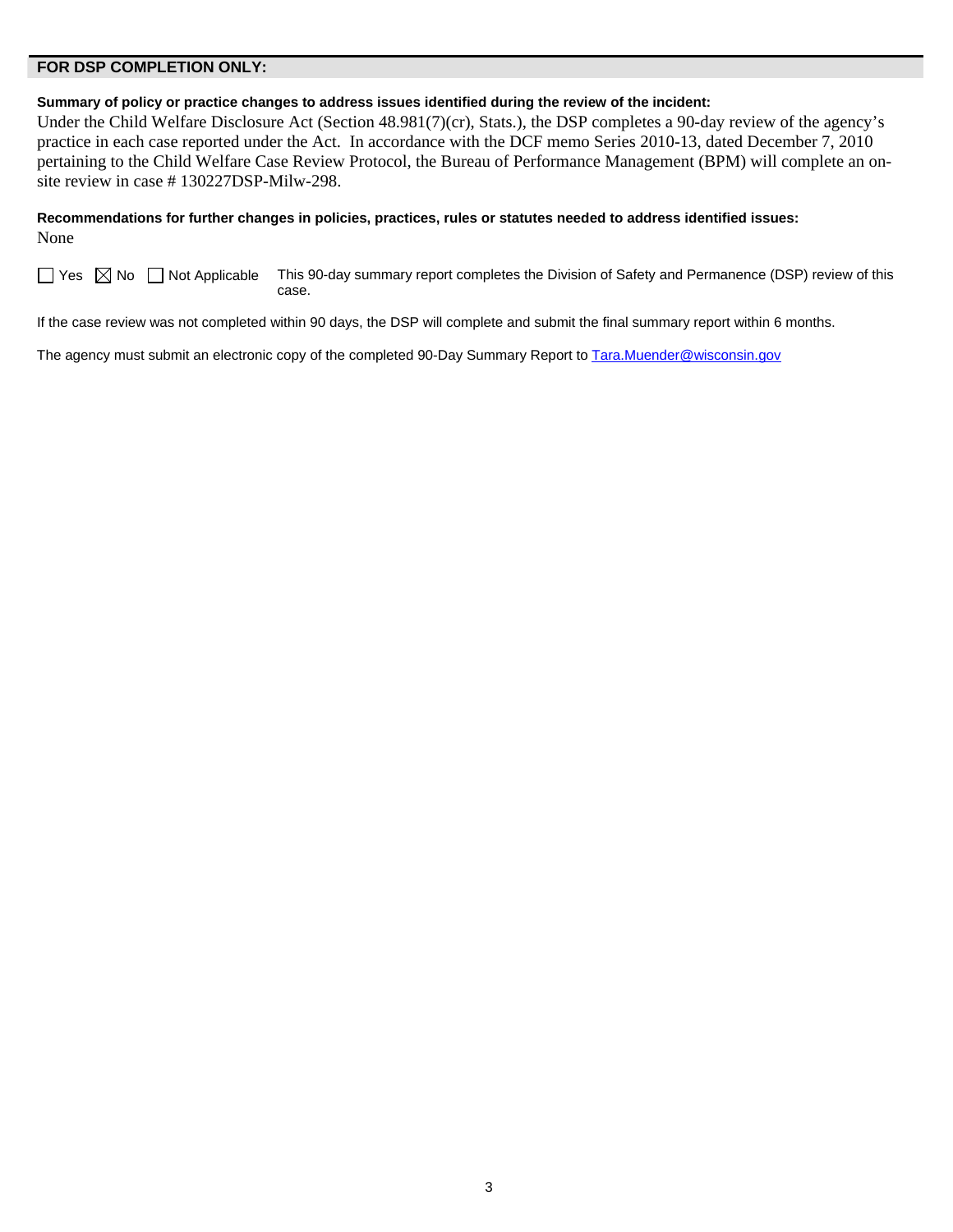## FOR DSP COMPLETION ONLY:

**Summary of policy or practice changes to address issues identified during the review of the incident:**

Under the Child Welfare Disclosure Act (Section 48.981(7)(cr), Stats.), the DSP completes a 90-day review of the agency's practice in each case reported under the Act. In accordance with the DCF memo Series 2010-13, dated December 7, 2010 pertaining to the Child Welfare Case Review Protocol, the Bureau of Performance Management (BPM) will complete an on-site review in case # 130227DSP-Milw-298.

**Recommendations for further changes in policies, practices, rules or statutes needed to address identified issues:**

None

☐ Yes ☒ No ☐ Not Applicable This 90-day summary report completes the Division of Safety and Permanence (DSP) review of this case.

If the case review was not completed within 90 days, the DSP will complete and submit the final summary report within 6 months.

The agency must submit an electronic copy of the completed 90-Day Summary Report to Tara.Muender@wisconsin.gov